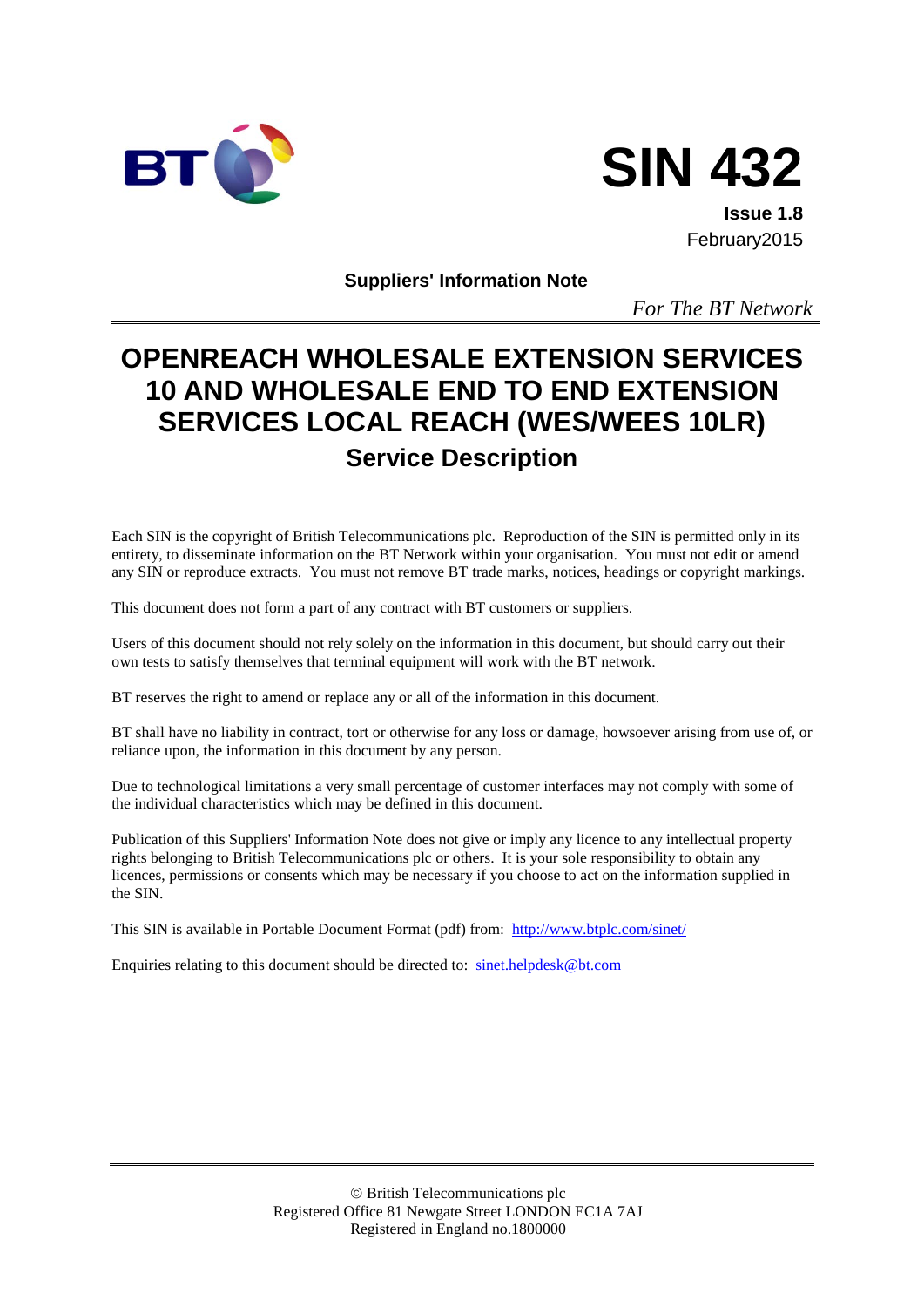BT

# SIN 432

**Issue 1.8**

February2015

**Suppliers' Information Note**

*For The BT Network*

# OPENREACH WHOLESALE EXTENSION SERVICES 10 AND WHOLESALE END TO END EXTENSION SERVICES LOCAL REACH (WES/WEES 10LR)

## Service Description

Each SIN is the copyright of British Telecommunications plc. Reproduction of the SIN is permitted only in its entirety, to disseminate information on the BT Network within your organisation. You must not edit or amend any SIN or reproduce extracts. You must not remove BT trade marks, notices, headings or copyright markings.

This document does not form a part of any contract with BT customers or suppliers.

Users of this document should not rely solely on the information in this document, but should carry out their own tests to satisfy themselves that terminal equipment will work with the BT network.

BT reserves the right to amend or replace any or all of the information in this document.

BT shall have no liability in contract, tort or otherwise for any loss or damage, howsoever arising from use of, or reliance upon, the information in this document by any person.

Due to technological limitations a very small percentage of customer interfaces may not comply with some of the individual characteristics which may be defined in this document.

Publication of this Suppliers' Information Note does not give or imply any licence to any intellectual property rights belonging to British Telecommunications plc or others. It is your sole responsibility to obtain any licences, permissions or consents which may be necessary if you choose to act on the information supplied in the SIN.

This SIN is available in Portable Document Format (pdf) from: http://www.btplc.com/sinet/

Enquiries relating to this document should be directed to: sinet.helpdesk@bt.com

© British Telecommunications plc
Registered Office 81 Newgate Street LONDON EC1A 7AJ
Registered in England no.1800000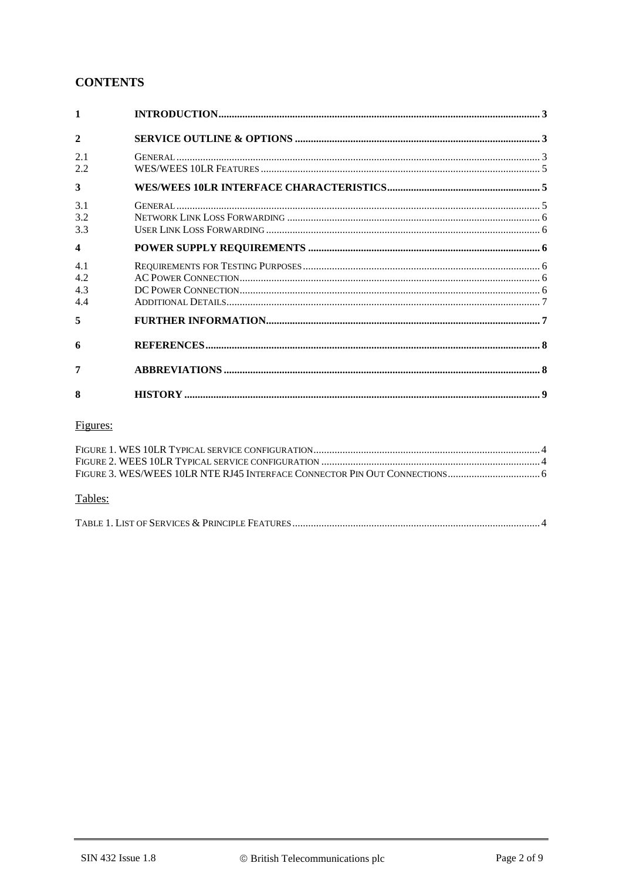## CONTENTS

| | | |
|---|---|---|
| **1** | **INTRODUCTION** | **3** |
| **2** | **SERVICE OUTLINE & OPTIONS** | **3** |
| 2.1 | General | 3 |
| 2.2 | WES/WEES 10LR Features | 5 |
| **3** | **WES/WEES 10LR INTERFACE CHARACTERISTICS** | **5** |
| 3.1 | General | 5 |
| 3.2 | Network Link Loss Forwarding | 6 |
| 3.3 | User Link Loss Forwarding | 6 |
| **4** | **POWER SUPPLY REQUIREMENTS** | **6** |
| 4.1 | Requirements for Testing Purposes | 6 |
| 4.2 | AC Power Connection | 6 |
| 4.3 | DC Power Connection | 6 |
| 4.4 | Additional Details | 7 |
| **5** | **FURTHER INFORMATION** | **7** |
| **6** | **REFERENCES** | **8** |
| **7** | **ABBREVIATIONS** | **8** |
| **8** | **HISTORY** | **9** |

Figures:

| | |
|---|---|
| Figure 1. WES 10LR Typical service configuration | 4 |
| Figure 2. WEES 10LR Typical service configuration | 4 |
| Figure 3. WES/WEES 10LR NTE RJ45 Interface Connector Pin Out Connections | 6 |

Tables:

| | |
|---|---|
| Table 1. List of Services & Principle Features | 4 |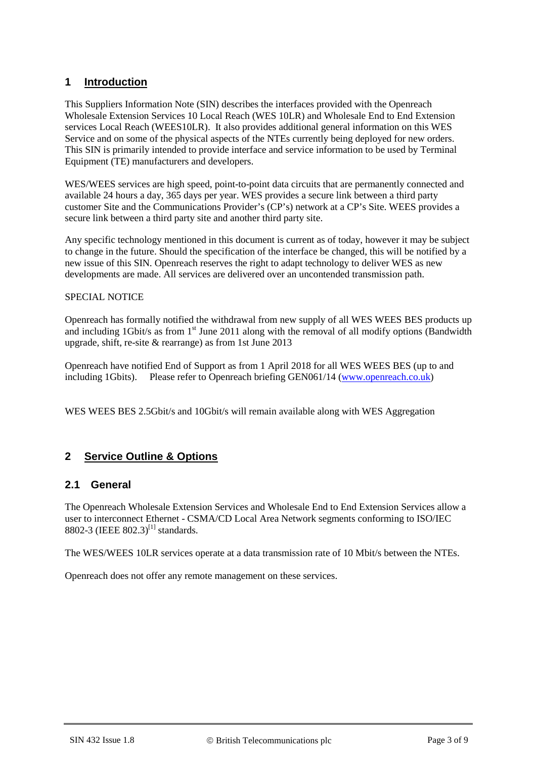# 1 Introduction

This Suppliers Information Note (SIN) describes the interfaces provided with the Openreach Wholesale Extension Services 10 Local Reach (WES 10LR) and Wholesale End to End Extension services Local Reach (WEES10LR). It also provides additional general information on this WES Service and on some of the physical aspects of the NTEs currently being deployed for new orders. This SIN is primarily intended to provide interface and service information to be used by Terminal Equipment (TE) manufacturers and developers.

WES/WEES services are high speed, point-to-point data circuits that are permanently connected and available 24 hours a day, 365 days per year. WES provides a secure link between a third party customer Site and the Communications Provider's (CP's) network at a CP's Site. WEES provides a secure link between a third party site and another third party site.

Any specific technology mentioned in this document is current as of today, however it may be subject to change in the future. Should the specification of the interface be changed, this will be notified by a new issue of this SIN. Openreach reserves the right to adapt technology to deliver WES as new developments are made. All services are delivered over an uncontended transmission path.

SPECIAL NOTICE

Openreach has formally notified the withdrawal from new supply of all WES WEES BES products up and including 1Gbit/s as from 1st June 2011 along with the removal of all modify options (Bandwidth upgrade, shift, re-site & rearrange) as from 1st June 2013

Openreach have notified End of Support as from 1 April 2018 for all WES WEES BES (up to and including 1Gbits). Please refer to Openreach briefing GEN061/14 (www.openreach.co.uk)

WES WEES BES 2.5Gbit/s and 10Gbit/s will remain available along with WES Aggregation

# 2 Service Outline & Options

## 2.1 General

The Openreach Wholesale Extension Services and Wholesale End to End Extension Services allow a user to interconnect Ethernet - CSMA/CD Local Area Network segments conforming to ISO/IEC 8802-3 (IEEE 802.3)[1] standards.

The WES/WEES 10LR services operate at a data transmission rate of 10 Mbit/s between the NTEs.

Openreach does not offer any remote management on these services.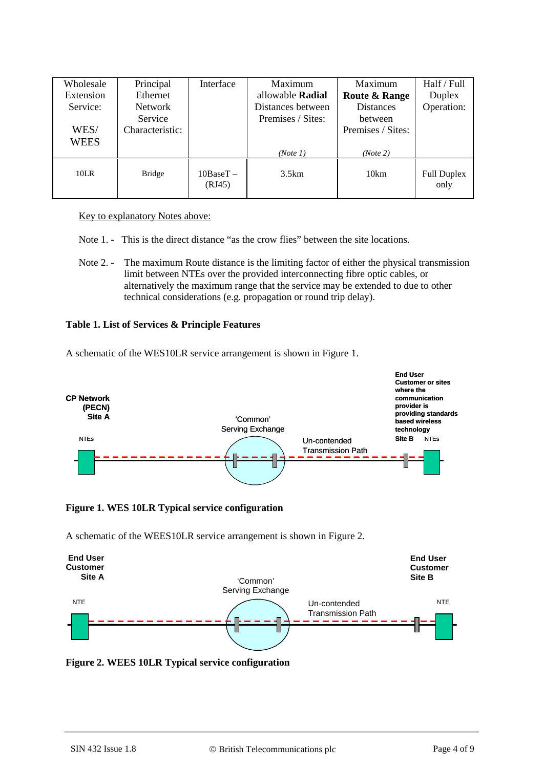| Wholesale Extension Service: WES/ WEES | Principal Ethernet Network Service Characteristic: | Interface | Maximum allowable **Radial** Distances between Premises / Sites: *(Note 1)* | Maximum **Route & Range** Distances between Premises / Sites: *(Note 2)* | Half / Full Duplex Operation: |
|---|---|---|---|---|---|
| 10LR | Bridge | 10BaseT – (RJ45) | 3.5km | 10km | Full Duplex only |

Key to explanatory Notes above:

Note 1. - This is the direct distance "as the crow flies" between the site locations.

Note 2. - The maximum Route distance is the limiting factor of either the physical transmission limit between NTEs over the provided interconnecting fibre optic cables, or alternatively the maximum range that the service may be extended to due to other technical considerations (e.g. propagation or round trip delay).

**Table 1. List of Services & Principle Features**

A schematic of the WES10LR service arrangement is shown in Figure 1.

CP Network (PECN) Site A — NTEs — 'Common' Serving Exchange — Un-contended Transmission Path — End User Customer or sites where the communication provider is providing standards based wireless technology Site B — NTEs

**Figure 1. WES 10LR Typical service configuration**

A schematic of the WEES10LR service arrangement is shown in Figure 2.

End User Customer Site A — NTE — 'Common' Serving Exchange — Un-contended Transmission Path — End User Customer Site B — NTE

**Figure 2. WEES 10LR Typical service configuration**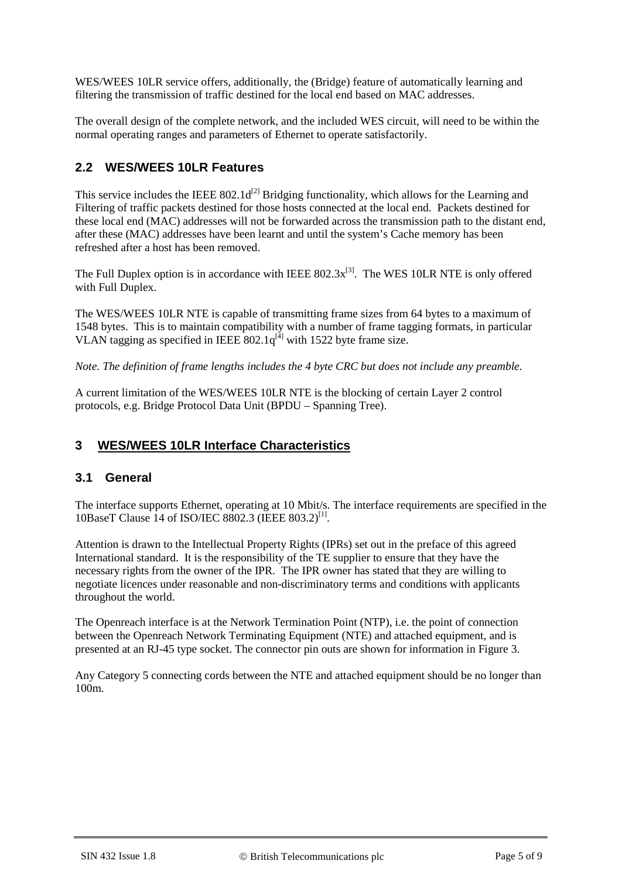WES/WEES 10LR service offers, additionally, the (Bridge) feature of automatically learning and filtering the transmission of traffic destined for the local end based on MAC addresses.

The overall design of the complete network, and the included WES circuit, will need to be within the normal operating ranges and parameters of Ethernet to operate satisfactorily.

### 2.2 WES/WEES 10LR Features

This service includes the IEEE 802.1d[2] Bridging functionality, which allows for the Learning and Filtering of traffic packets destined for those hosts connected at the local end. Packets destined for these local end (MAC) addresses will not be forwarded across the transmission path to the distant end, after these (MAC) addresses have been learnt and until the system's Cache memory has been refreshed after a host has been removed.

The Full Duplex option is in accordance with IEEE 802.3x[3]. The WES 10LR NTE is only offered with Full Duplex.

The WES/WEES 10LR NTE is capable of transmitting frame sizes from 64 bytes to a maximum of 1548 bytes. This is to maintain compatibility with a number of frame tagging formats, in particular VLAN tagging as specified in IEEE 802.1q[4] with 1522 byte frame size.

*Note. The definition of frame lengths includes the 4 byte CRC but does not include any preamble.*

A current limitation of the WES/WEES 10LR NTE is the blocking of certain Layer 2 control protocols, e.g. Bridge Protocol Data Unit (BPDU – Spanning Tree).

## 3 WES/WEES 10LR Interface Characteristics

### 3.1 General

The interface supports Ethernet, operating at 10 Mbit/s. The interface requirements are specified in the 10BaseT Clause 14 of ISO/IEC 8802.3 (IEEE 803.2)[1].

Attention is drawn to the Intellectual Property Rights (IPRs) set out in the preface of this agreed International standard. It is the responsibility of the TE supplier to ensure that they have the necessary rights from the owner of the IPR. The IPR owner has stated that they are willing to negotiate licences under reasonable and non-discriminatory terms and conditions with applicants throughout the world.

The Openreach interface is at the Network Termination Point (NTP), i.e. the point of connection between the Openreach Network Terminating Equipment (NTE) and attached equipment, and is presented at an RJ-45 type socket. The connector pin outs are shown for information in Figure 3.

Any Category 5 connecting cords between the NTE and attached equipment should be no longer than 100m.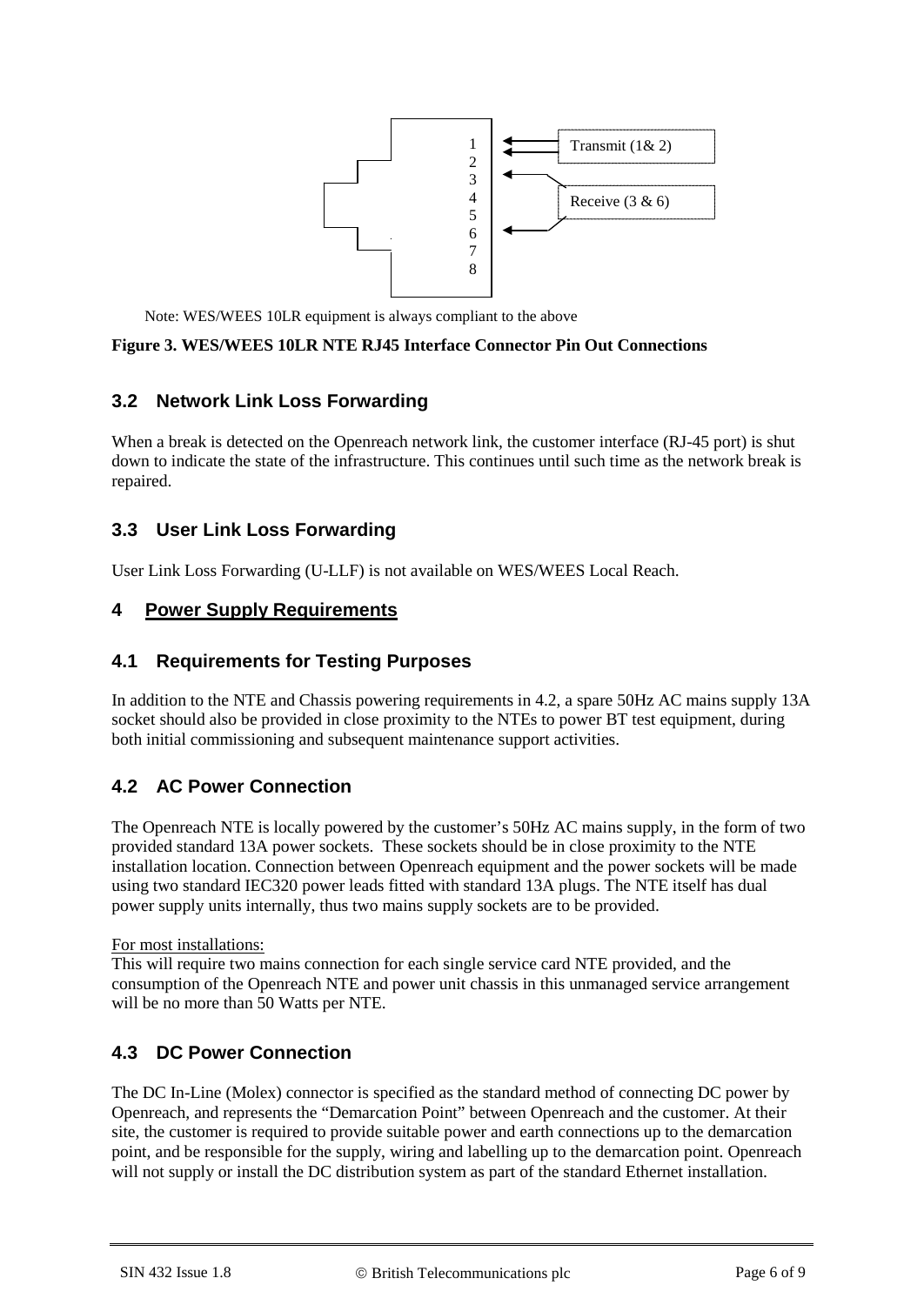1
2
3
4
5
6
7
8

Transmit (1& 2)

Receive (3 & 6)

Note: WES/WEES 10LR equipment is always compliant to the above

**Figure 3. WES/WEES 10LR NTE RJ45 Interface Connector Pin Out Connections**

### 3.2 Network Link Loss Forwarding

When a break is detected on the Openreach network link, the customer interface (RJ-45 port) is shut down to indicate the state of the infrastructure. This continues until such time as the network break is repaired.

### 3.3 User Link Loss Forwarding

User Link Loss Forwarding (U-LLF) is not available on WES/WEES Local Reach.

## 4 Power Supply Requirements

### 4.1 Requirements for Testing Purposes

In addition to the NTE and Chassis powering requirements in 4.2, a spare 50Hz AC mains supply 13A socket should also be provided in close proximity to the NTEs to power BT test equipment, during both initial commissioning and subsequent maintenance support activities.

### 4.2 AC Power Connection

The Openreach NTE is locally powered by the customer's 50Hz AC mains supply, in the form of two provided standard 13A power sockets. These sockets should be in close proximity to the NTE installation location. Connection between Openreach equipment and the power sockets will be made using two standard IEC320 power leads fitted with standard 13A plugs. The NTE itself has dual power supply units internally, thus two mains supply sockets are to be provided.

For most installations:
This will require two mains connection for each single service card NTE provided, and the consumption of the Openreach NTE and power unit chassis in this unmanaged service arrangement will be no more than 50 Watts per NTE.

### 4.3 DC Power Connection

The DC In-Line (Molex) connector is specified as the standard method of connecting DC power by Openreach, and represents the "Demarcation Point" between Openreach and the customer. At their site, the customer is required to provide suitable power and earth connections up to the demarcation point, and be responsible for the supply, wiring and labelling up to the demarcation point. Openreach will not supply or install the DC distribution system as part of the standard Ethernet installation.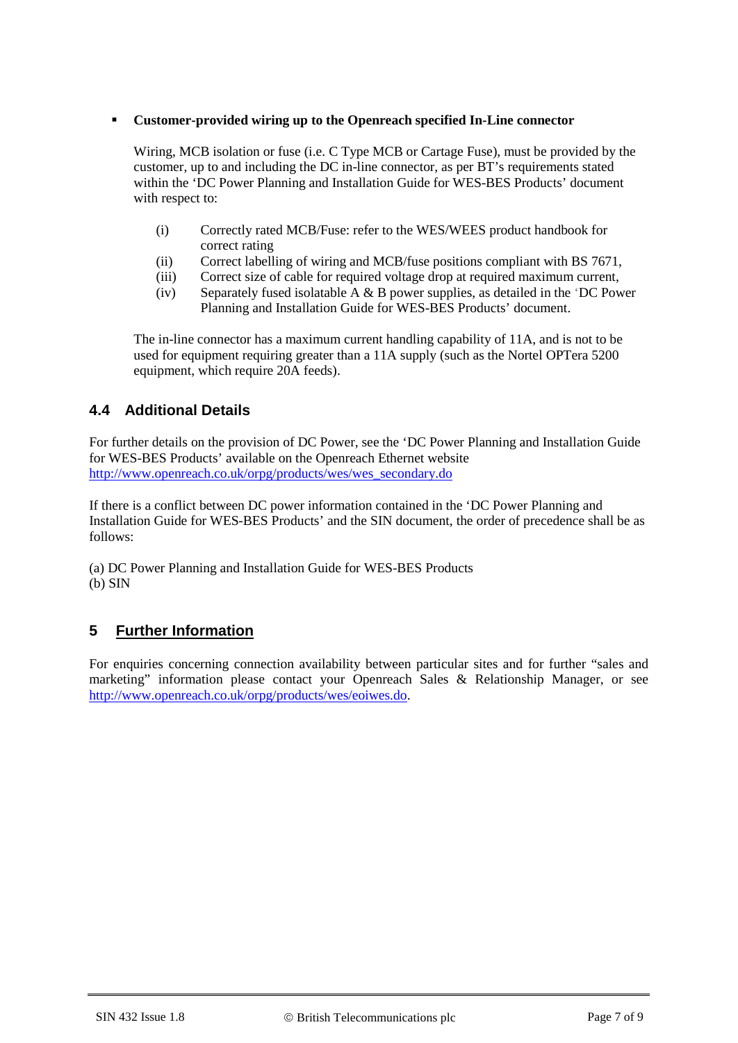- **Customer-provided wiring up to the Openreach specified In-Line connector**

  Wiring, MCB isolation or fuse (i.e. C Type MCB or Cartage Fuse), must be provided by the customer, up to and including the DC in-line connector, as per BT's requirements stated within the 'DC Power Planning and Installation Guide for WES-BES Products' document with respect to:

  (i) Correctly rated MCB/Fuse: refer to the WES/WEES product handbook for correct rating
  (ii) Correct labelling of wiring and MCB/fuse positions compliant with BS 7671,
  (iii) Correct size of cable for required voltage drop at required maximum current,
  (iv) Separately fused isolatable A & B power supplies, as detailed in the 'DC Power Planning and Installation Guide for WES-BES Products' document.

  The in-line connector has a maximum current handling capability of 11A, and is not to be used for equipment requiring greater than a 11A supply (such as the Nortel OPTera 5200 equipment, which require 20A feeds).

### 4.4 Additional Details

For further details on the provision of DC Power, see the 'DC Power Planning and Installation Guide for WES-BES Products' available on the Openreach Ethernet website http://www.openreach.co.uk/orpg/products/wes/wes_secondary.do

If there is a conflict between DC power information contained in the 'DC Power Planning and Installation Guide for WES-BES Products' and the SIN document, the order of precedence shall be as follows:

(a) DC Power Planning and Installation Guide for WES-BES Products
(b) SIN

## 5 Further Information

For enquiries concerning connection availability between particular sites and for further "sales and marketing" information please contact your Openreach Sales & Relationship Manager, or see http://www.openreach.co.uk/orpg/products/wes/eoiwes.do.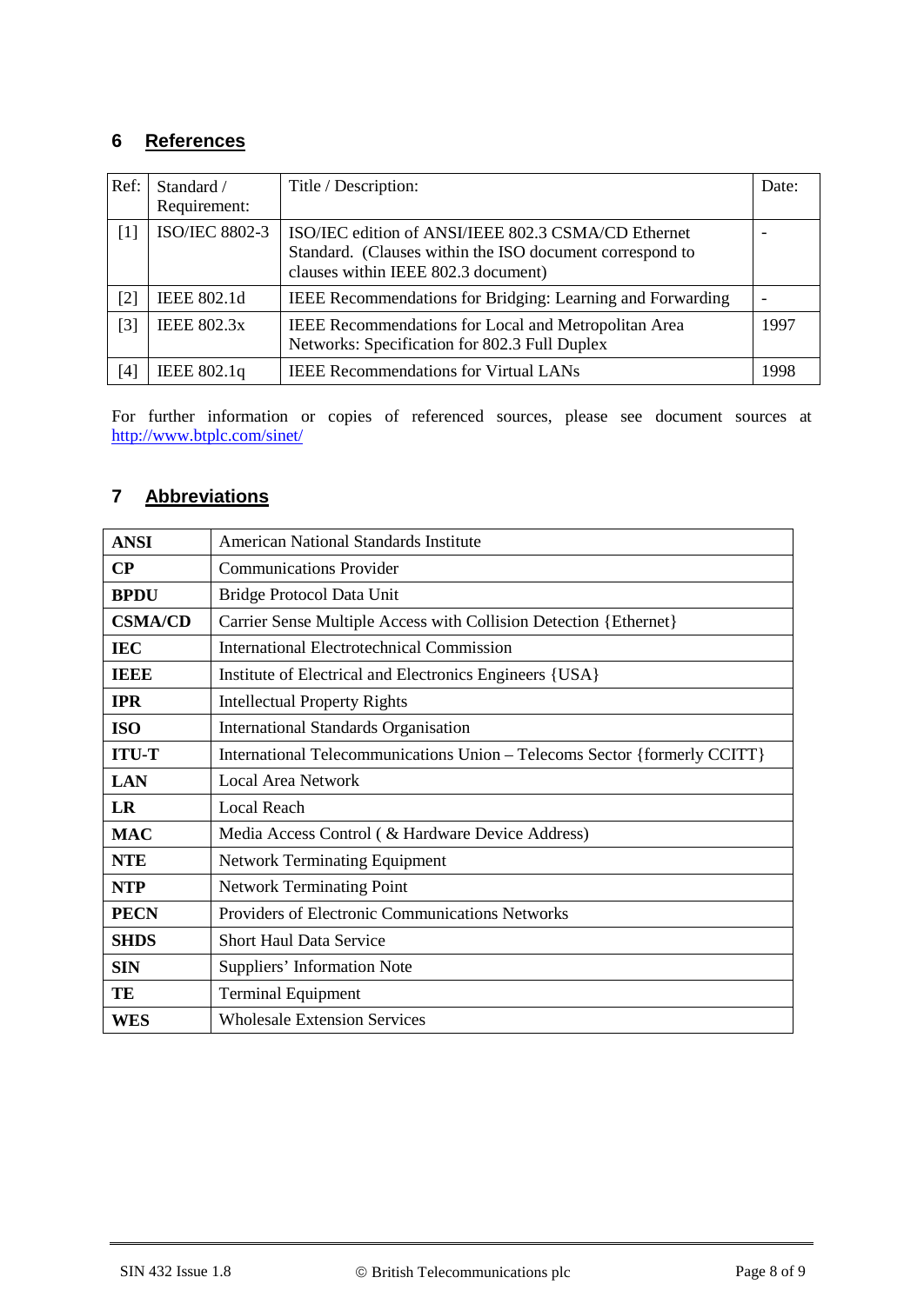## 6 References

| Ref: | Standard / Requirement: | Title / Description: | Date: |
|---|---|---|---|
| [1] | ISO/IEC 8802-3 | ISO/IEC edition of ANSI/IEEE 802.3 CSMA/CD Ethernet Standard. (Clauses within the ISO document correspond to clauses within IEEE 802.3 document) | - |
| [2] | IEEE 802.1d | IEEE Recommendations for Bridging: Learning and Forwarding | - |
| [3] | IEEE 802.3x | IEEE Recommendations for Local and Metropolitan Area Networks: Specification for 802.3 Full Duplex | 1997 |
| [4] | IEEE 802.1q | IEEE Recommendations for Virtual LANs | 1998 |

For further information or copies of referenced sources, please see document sources at http://www.btplc.com/sinet/

## 7 Abbreviations

| | |
|---|---|
| **ANSI** | American National Standards Institute |
| **CP** | Communications Provider |
| **BPDU** | Bridge Protocol Data Unit |
| **CSMA/CD** | Carrier Sense Multiple Access with Collision Detection {Ethernet} |
| **IEC** | International Electrotechnical Commission |
| **IEEE** | Institute of Electrical and Electronics Engineers {USA} |
| **IPR** | Intellectual Property Rights |
| **ISO** | International Standards Organisation |
| **ITU-T** | International Telecommunications Union – Telecoms Sector {formerly CCITT} |
| **LAN** | Local Area Network |
| **LR** | Local Reach |
| **MAC** | Media Access Control ( & Hardware Device Address) |
| **NTE** | Network Terminating Equipment |
| **NTP** | Network Terminating Point |
| **PECN** | Providers of Electronic Communications Networks |
| **SHDS** | Short Haul Data Service |
| **SIN** | Suppliers' Information Note |
| **TE** | Terminal Equipment |
| **WES** | Wholesale Extension Services |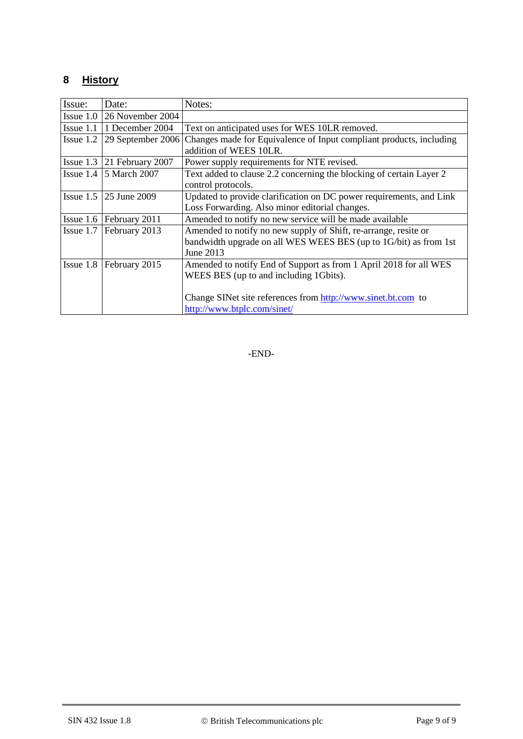## 8 History

| Issue: | Date: | Notes: |
|---|---|---|
| Issue 1.0 | 26 November 2004 | |
| Issue 1.1 | 1 December 2004 | Text on anticipated uses for WES 10LR removed. |
| Issue 1.2 | 29 September 2006 | Changes made for Equivalence of Input compliant products, including addition of WEES 10LR. |
| Issue 1.3 | 21 February 2007 | Power supply requirements for NTE revised. |
| Issue 1.4 | 5 March 2007 | Text added to clause 2.2 concerning the blocking of certain Layer 2 control protocols. |
| Issue 1.5 | 25 June 2009 | Updated to provide clarification on DC power requirements, and Link Loss Forwarding. Also minor editorial changes. |
| Issue 1.6 | February 2011 | Amended to notify no new service will be made available |
| Issue 1.7 | February 2013 | Amended to notify no new supply of Shift, re-arrange, resite or bandwidth upgrade on all WES WEES BES (up to 1G/bit) as from 1st June 2013 |
| Issue 1.8 | February 2015 | Amended to notify End of Support as from 1 April 2018 for all WES WEES BES (up to and including 1Gbits).<br><br>Change SINet site references from http://www.sinet.bt.com to http://www.btplc.com/sinet/ |

-END-